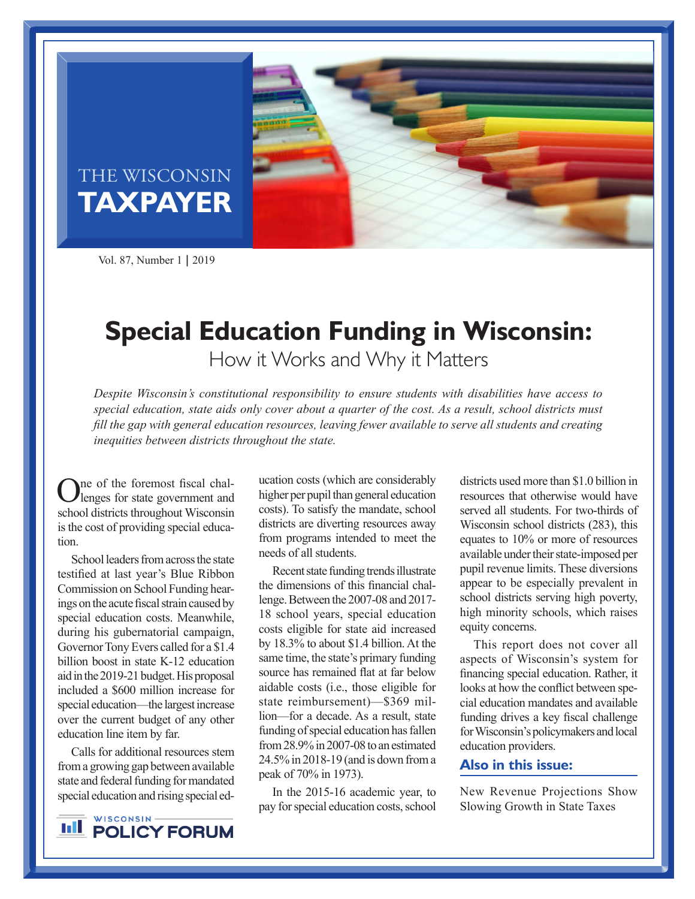THE WISCONSIN **TAXPAYER**

Vol. 87, Number 1 | 2019

# Special Education Funding in Wisconsin:

## How it Works and Why it Matters

*Despite Wisconsin's constitutional responsibility to ensure students with disabilities have access to special education, state aids only cover about a quarter of the cost. As a result, school districts must fill the gap with general education resources, leaving fewer available to serve all students and creating inequities between districts throughout the state.*

One of the foremost fiscal challenges for state government and school districts throughout Wisconsin is the cost of providing special education.

School leaders from across the state testified at last year's Blue Ribbon Commission on School Funding hearings on the acute fiscal strain caused by special education costs. Meanwhile, during his gubernatorial campaign, Governor Tony Evers called for a $1.4 billion boost in state K-12 education aid in the 2019-21 budget. His proposal included a $600 million increase for special education—the largest increase over the current budget of any other education line item by far.

Calls for additional resources stem from a growing gap between available state and federal funding for mandated special education and rising special education costs (which are considerably higher per pupil than general education costs). To satisfy the mandate, school districts are diverting resources away from programs intended to meet the needs of all students.

Recent state funding trends illustrate the dimensions of this financial challenge. Between the 2007-08 and 2017-18 school years, special education costs eligible for state aid increased by 18.3% to about $1.4 billion. At the same time, the state's primary funding source has remained flat at far below aidable costs (i.e., those eligible for state reimbursement)—$369 million—for a decade. As a result, state funding of special education has fallen from 28.9% in 2007-08 to an estimated 24.5% in 2018-19 (and is down from a peak of 70% in 1973).

In the 2015-16 academic year, to pay for special education costs, school districts used more than $1.0 billion in resources that otherwise would have served all students. For two-thirds of Wisconsin school districts (283), this equates to 10% or more of resources available under their state-imposed per pupil revenue limits. These diversions appear to be especially prevalent in school districts serving high poverty, high minority schools, which raises equity concerns.

This report does not cover all aspects of Wisconsin's system for financing special education. Rather, it looks at how the conflict between special education mandates and available funding drives a key fiscal challenge for Wisconsin's policymakers and local education providers.

### Also in this issue:

New Revenue Projections Show Slowing Growth in State Taxes

WISCONSIN POLICY FORUM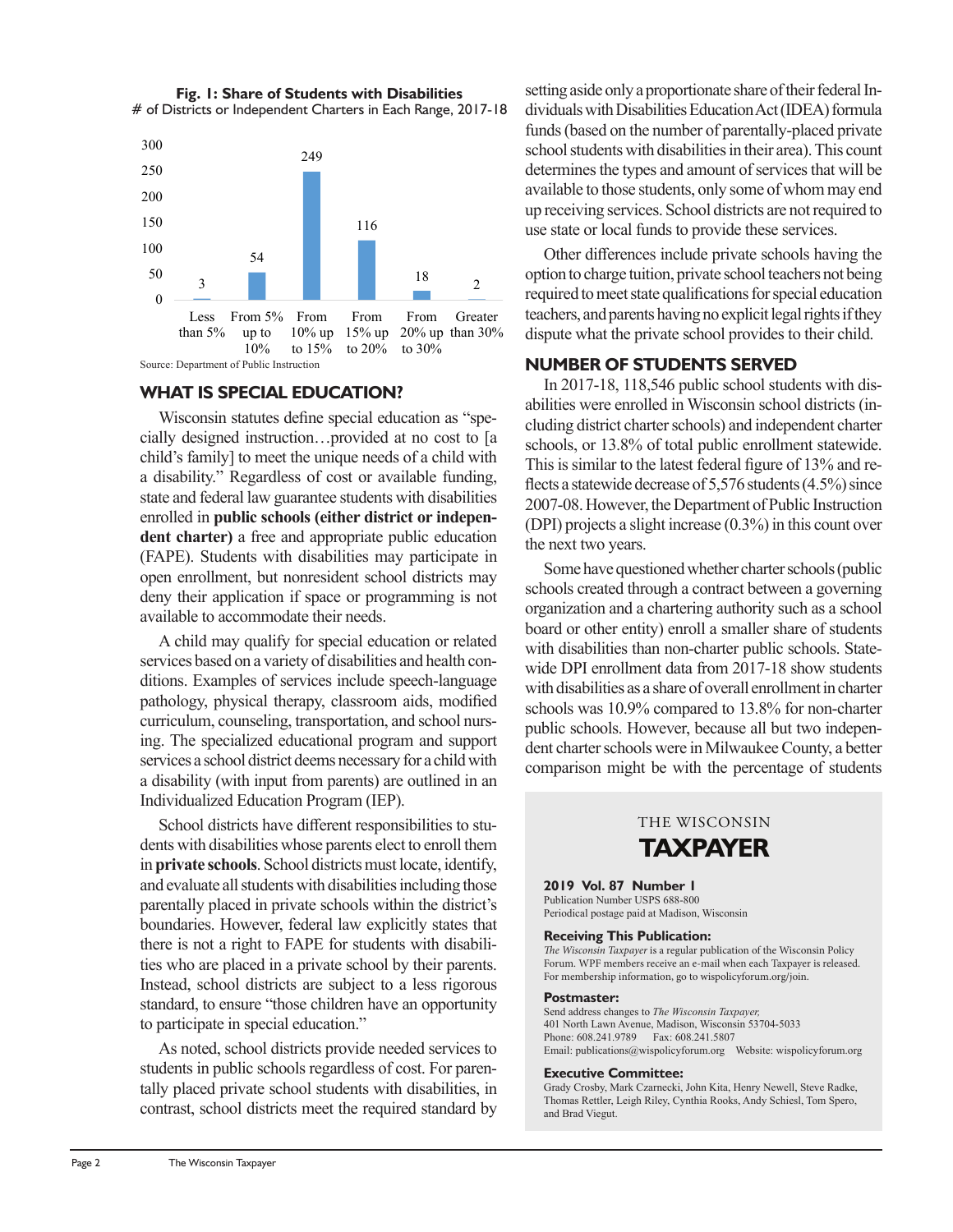**Fig. 1: Share of Students with Disabilities**
\# of Districts or Independent Charters in Each Range, 2017-18

| Range | # of Districts or Independent Charters |
|---|---|
| Less than 5% | 3 |
| From 5% up to 10% | 54 |
| From 10% up to 15% | 249 |
| From 15% up to 20% | 116 |
| From 20% up to 30% | 18 |
| Greater than 30% | 2 |

Source: Department of Public Instruction

## WHAT IS SPECIAL EDUCATION?

Wisconsin statutes define special education as "specially designed instruction…provided at no cost to [a child's family] to meet the unique needs of a child with a disability." Regardless of cost or available funding, state and federal law guarantee students with disabilities enrolled in **public schools (either district or independent charter)** a free and appropriate public education (FAPE). Students with disabilities may participate in open enrollment, but nonresident school districts may deny their application if space or programming is not available to accommodate their needs.

A child may qualify for special education or related services based on a variety of disabilities and health conditions. Examples of services include speech-language pathology, physical therapy, classroom aids, modified curriculum, counseling, transportation, and school nursing. The specialized educational program and support services a school district deems necessary for a child with a disability (with input from parents) are outlined in an Individualized Education Program (IEP).

School districts have different responsibilities to students with disabilities whose parents elect to enroll them in **private schools**. School districts must locate, identify, and evaluate all students with disabilities including those parentally placed in private schools within the district's boundaries. However, federal law explicitly states that there is not a right to FAPE for students with disabilities who are placed in a private school by their parents. Instead, school districts are subject to a less rigorous standard, to ensure "those children have an opportunity to participate in special education."

As noted, school districts provide needed services to students in public schools regardless of cost. For parentally placed private school students with disabilities, in contrast, school districts meet the required standard by setting aside only a proportionate share of their federal Individuals with Disabilities Education Act (IDEA) formula funds (based on the number of parentally-placed private school students with disabilities in their area). This count determines the types and amount of services that will be available to those students, only some of whom may end up receiving services. School districts are not required to use state or local funds to provide these services.

Other differences include private schools having the option to charge tuition, private school teachers not being required to meet state qualifications for special education teachers, and parents having no explicit legal rights if they dispute what the private school provides to their child.

## NUMBER OF STUDENTS SERVED

In 2017-18, 118,546 public school students with disabilities were enrolled in Wisconsin school districts (including district charter schools) and independent charter schools, or 13.8% of total public enrollment statewide. This is similar to the latest federal figure of 13% and reflects a statewide decrease of 5,576 students (4.5%) since 2007-08. However, the Department of Public Instruction (DPI) projects a slight increase (0.3%) in this count over the next two years.

Some have questioned whether charter schools (public schools created through a contract between a governing organization and a chartering authority such as a school board or other entity) enroll a smaller share of students with disabilities than non-charter public schools. Statewide DPI enrollment data from 2017-18 show students with disabilities as a share of overall enrollment in charter schools was 10.9% compared to 13.8% for non-charter public schools. However, because all but two independent charter schools were in Milwaukee County, a better comparison might be with the percentage of students

---

THE WISCONSIN
**TAXPAYER**

**2019 Vol. 87 Number 1**
Publication Number USPS 688-800
Periodical postage paid at Madison, Wisconsin

**Receiving This Publication:**
*The Wisconsin Taxpayer* is a regular publication of the Wisconsin Policy Forum. WPF members receive an e-mail when each Taxpayer is released. For membership information, go to wispolicyforum.org/join.

**Postmaster:**
Send address changes to *The Wisconsin Taxpayer,*
401 North Lawn Avenue, Madison, Wisconsin 53704-5033
Phone: 608.241.9789 Fax: 608.241.5807
Email: publications@wispolicyforum.org Website: wispolicyforum.org

**Executive Committee:**
Grady Crosby, Mark Czarnecki, John Kita, Henry Newell, Steve Radke, Thomas Rettler, Leigh Riley, Cynthia Rooks, Andy Schiesl, Tom Spero, and Brad Viegut.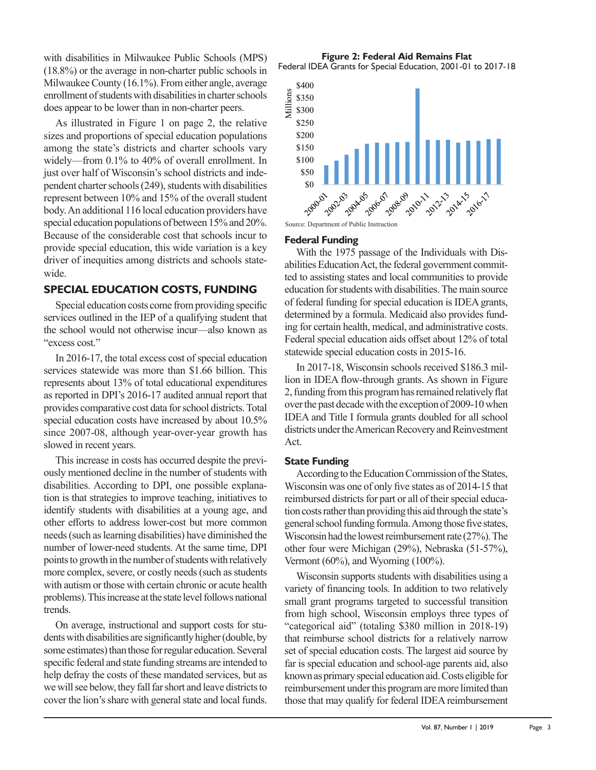with disabilities in Milwaukee Public Schools (MPS) (18.8%) or the average in non-charter public schools in Milwaukee County (16.1%). From either angle, average enrollment of students with disabilities in charter schools does appear to be lower than in non-charter peers.

As illustrated in Figure 1 on page 2, the relative sizes and proportions of special education populations among the state's districts and charter schools vary widely—from 0.1% to 40% of overall enrollment. In just over half of Wisconsin's school districts and independent charter schools (249), students with disabilities represent between 10% and 15% of the overall student body. An additional 116 local education providers have special education populations of between 15% and 20%. Because of the considerable cost that schools incur to provide special education, this wide variation is a key driver of inequities among districts and schools statewide.

## SPECIAL EDUCATION COSTS, FUNDING

Special education costs come from providing specific services outlined in the IEP of a qualifying student that the school would not otherwise incur—also known as "excess cost."

In 2016-17, the total excess cost of special education services statewide was more than $1.66 billion. This represents about 13% of total educational expenditures as reported in DPI's 2016-17 audited annual report that provides comparative cost data for school districts. Total special education costs have increased by about 10.5% since 2007-08, although year-over-year growth has slowed in recent years.

This increase in costs has occurred despite the previously mentioned decline in the number of students with disabilities. According to DPI, one possible explanation is that strategies to improve teaching, initiatives to identify students with disabilities at a young age, and other efforts to address lower-cost but more common needs (such as learning disabilities) have diminished the number of lower-need students. At the same time, DPI points to growth in the number of students with relatively more complex, severe, or costly needs (such as students with autism or those with certain chronic or acute health problems). This increase at the state level follows national trends.

On average, instructional and support costs for students with disabilities are significantly higher (double, by some estimates) than those for regular education. Several specific federal and state funding streams are intended to help defray the costs of these mandated services, but as we will see below, they fall far short and leave districts to cover the lion's share with general state and local funds.

**Figure 2: Federal Aid Remains Flat**

Federal IDEA Grants for Special Education, 2001-01 to 2017-18

Source: Department of Public Instruction

### Federal Funding

With the 1975 passage of the Individuals with Disabilities Education Act, the federal government committed to assisting states and local communities to provide education for students with disabilities. The main source of federal funding for special education is IDEA grants, determined by a formula. Medicaid also provides funding for certain health, medical, and administrative costs. Federal special education aids offset about 12% of total statewide special education costs in 2015-16.

In 2017-18, Wisconsin schools received $186.3 million in IDEA flow-through grants. As shown in Figure 2, funding from this program has remained relatively flat over the past decade with the exception of 2009-10 when IDEA and Title I formula grants doubled for all school districts under the American Recovery and Reinvestment Act.

### State Funding

According to the Education Commission of the States, Wisconsin was one of only five states as of 2014-15 that reimbursed districts for part or all of their special education costs rather than providing this aid through the state's general school funding formula. Among those five states, Wisconsin had the lowest reimbursement rate (27%). The other four were Michigan (29%), Nebraska (51-57%), Vermont (60%), and Wyoming (100%).

Wisconsin supports students with disabilities using a variety of financing tools. In addition to two relatively small grant programs targeted to successful transition from high school, Wisconsin employs three types of "categorical aid" (totaling $380 million in 2018-19) that reimburse school districts for a relatively narrow set of special education costs. The largest aid source by far is special education and school-age parents aid, also known as primary special education aid. Costs eligible for reimbursement under this program are more limited than those that may qualify for federal IDEA reimbursement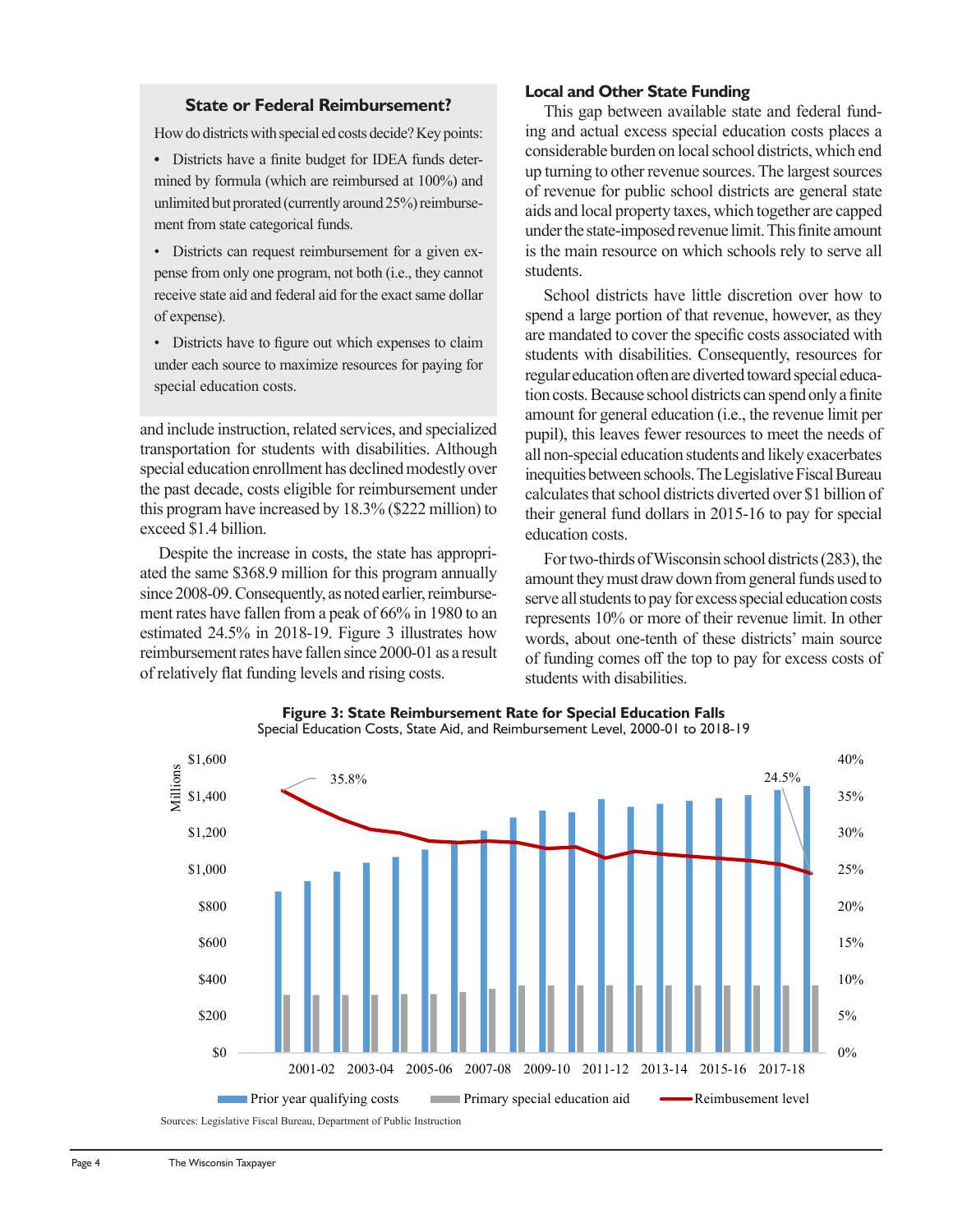### State or Federal Reimbursement?

How do districts with special ed costs decide? Key points:

- Districts have a finite budget for IDEA funds determined by formula (which are reimbursed at 100%) and unlimited but prorated (currently around 25%) reimbursement from state categorical funds.
- Districts can request reimbursement for a given expense from only one program, not both (i.e., they cannot receive state aid and federal aid for the exact same dollar of expense).
- Districts have to figure out which expenses to claim under each source to maximize resources for paying for special education costs.

and include instruction, related services, and specialized transportation for students with disabilities. Although special education enrollment has declined modestly over the past decade, costs eligible for reimbursement under this program have increased by 18.3% ($222 million) to exceed $1.4 billion.

Despite the increase in costs, the state has appropriated the same $368.9 million for this program annually since 2008-09. Consequently, as noted earlier, reimbursement rates have fallen from a peak of 66% in 1980 to an estimated 24.5% in 2018-19. Figure 3 illustrates how reimbursement rates have fallen since 2000-01 as a result of relatively flat funding levels and rising costs.

### Local and Other State Funding

This gap between available state and federal funding and actual excess special education costs places a considerable burden on local school districts, which end up turning to other revenue sources. The largest sources of revenue for public school districts are general state aids and local property taxes, which together are capped under the state-imposed revenue limit. This finite amount is the main resource on which schools rely to serve all students.

School districts have little discretion over how to spend a large portion of that revenue, however, as they are mandated to cover the specific costs associated with students with disabilities. Consequently, resources for regular education often are diverted toward special education costs. Because school districts can spend only a finite amount for general education (i.e., the revenue limit per pupil), this leaves fewer resources to meet the needs of all non-special education students and likely exacerbates inequities between schools. The Legislative Fiscal Bureau calculates that school districts diverted over $1 billion of their general fund dollars in 2015-16 to pay for special education costs.

For two-thirds of Wisconsin school districts (283), the amount they must draw down from general funds used to serve all students to pay for excess special education costs represents 10% or more of their revenue limit. In other words, about one-tenth of these districts' main source of funding comes off the top to pay for excess costs of students with disabilities.

**Figure 3: State Reimbursement Rate for Special Education Falls**
Special Education Costs, State Aid, and Reimbursement Level, 2000-01 to 2018-19

Sources: Legislative Fiscal Bureau, Department of Public Instruction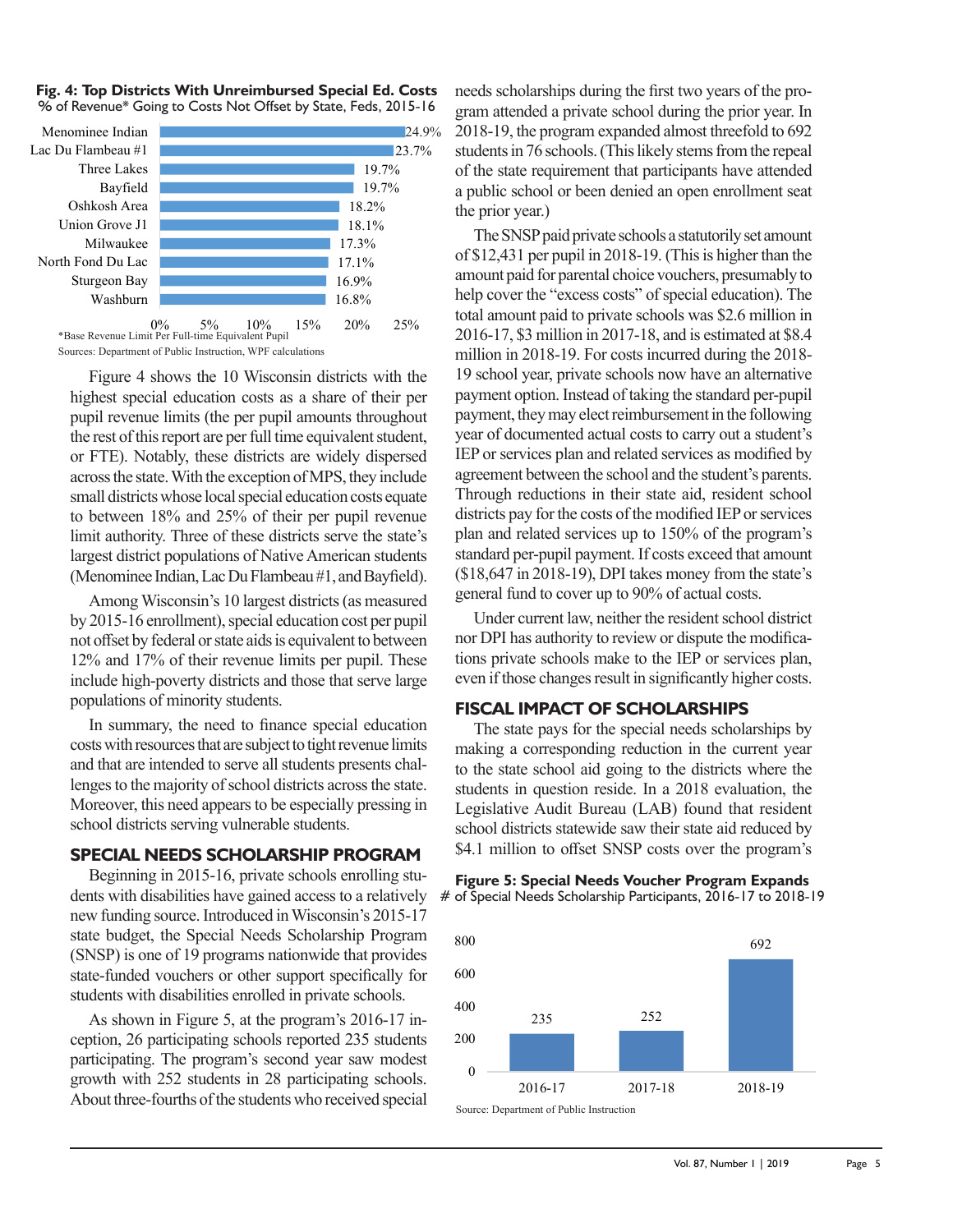**Fig. 4: Top Districts With Unreimbursed Special Ed. Costs**
% of Revenue* Going to Costs Not Offset by State, Feds, 2015-16

| District | % |
|---|---|
| Menominee Indian | 24.9% |
| Lac Du Flambeau #1 | 23.7% |
| Three Lakes | 19.7% |
| Bayfield | 19.7% |
| Oshkosh Area | 18.2% |
| Union Grove J1 | 18.1% |
| Milwaukee | 17.3% |
| North Fond Du Lac | 17.1% |
| Sturgeon Bay | 16.9% |
| Washburn | 16.8% |

*Base Revenue Limit Per Full-time Equivalent Pupil
Sources: Department of Public Instruction, WPF calculations

Figure 4 shows the 10 Wisconsin districts with the highest special education costs as a share of their per pupil revenue limits (the per pupil amounts throughout the rest of this report are per full time equivalent student, or FTE). Notably, these districts are widely dispersed across the state. With the exception of MPS, they include small districts whose local special education costs equate to between 18% and 25% of their per pupil revenue limit authority. Three of these districts serve the state's largest district populations of Native American students (Menominee Indian, Lac Du Flambeau #1, and Bayfield).

Among Wisconsin's 10 largest districts (as measured by 2015-16 enrollment), special education cost per pupil not offset by federal or state aids is equivalent to between 12% and 17% of their revenue limits per pupil. These include high-poverty districts and those that serve large populations of minority students.

In summary, the need to finance special education costs with resources that are subject to tight revenue limits and that are intended to serve all students presents challenges to the majority of school districts across the state. Moreover, this need appears to be especially pressing in school districts serving vulnerable students.

## SPECIAL NEEDS SCHOLARSHIP PROGRAM

Beginning in 2015-16, private schools enrolling students with disabilities have gained access to a relatively new funding source. Introduced in Wisconsin's 2015-17 state budget, the Special Needs Scholarship Program (SNSP) is one of 19 programs nationwide that provides state-funded vouchers or other support specifically for students with disabilities enrolled in private schools.

As shown in Figure 5, at the program's 2016-17 inception, 26 participating schools reported 235 students participating. The program's second year saw modest growth with 252 students in 28 participating schools. About three-fourths of the students who received special needs scholarships during the first two years of the program attended a private school during the prior year. In 2018-19, the program expanded almost threefold to 692 students in 76 schools. (This likely stems from the repeal of the state requirement that participants have attended a public school or been denied an open enrollment seat the prior year.)

The SNSP paid private schools a statutorily set amount of $12,431 per pupil in 2018-19. (This is higher than the amount paid for parental choice vouchers, presumably to help cover the "excess costs" of special education). The total amount paid to private schools was $2.6 million in 2016-17, $3 million in 2017-18, and is estimated at $8.4 million in 2018-19. For costs incurred during the 2018-19 school year, private schools now have an alternative payment option. Instead of taking the standard per-pupil payment, they may elect reimbursement in the following year of documented actual costs to carry out a student's IEP or services plan and related services as modified by agreement between the school and the student's parents. Through reductions in their state aid, resident school districts pay for the costs of the modified IEP or services plan and related services up to 150% of the program's standard per-pupil payment. If costs exceed that amount ($18,647 in 2018-19), DPI takes money from the state's general fund to cover up to 90% of actual costs.

Under current law, neither the resident school district nor DPI has authority to review or dispute the modifications private schools make to the IEP or services plan, even if those changes result in significantly higher costs.

## FISCAL IMPACT OF SCHOLARSHIPS

The state pays for the special needs scholarships by making a corresponding reduction in the current year to the state school aid going to the districts where the students in question reside. In a 2018 evaluation, the Legislative Audit Bureau (LAB) found that resident school districts statewide saw their state aid reduced by $4.1 million to offset SNSP costs over the program's

**Figure 5: Special Needs Voucher Program Expands**
\# of Special Needs Scholarship Participants, 2016-17 to 2018-19

| Year | Participants |
|---|---|
| 2016-17 | 235 |
| 2017-18 | 252 |
| 2018-19 | 692 |

Source: Department of Public Instruction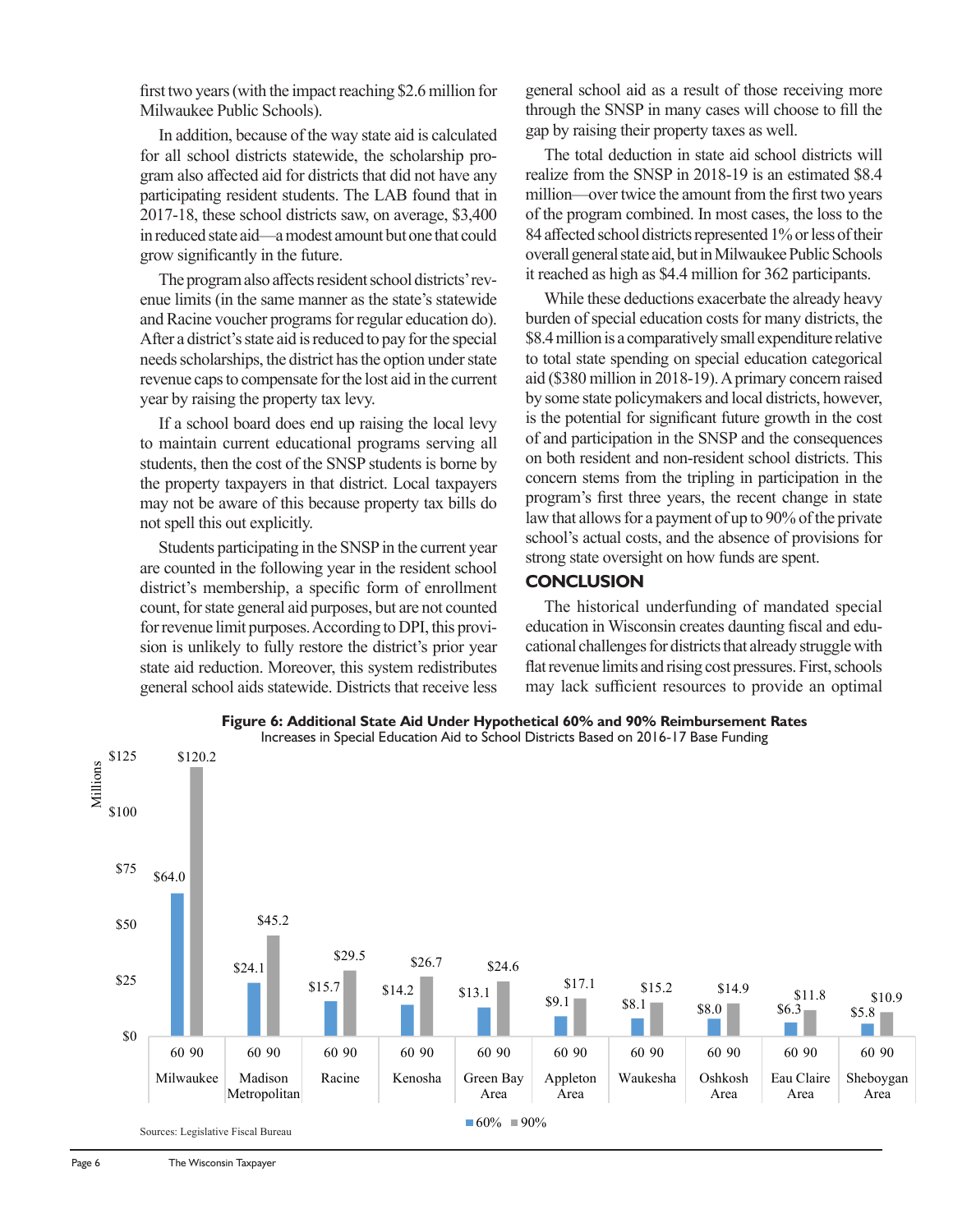first two years (with the impact reaching $2.6 million for Milwaukee Public Schools).

In addition, because of the way state aid is calculated for all school districts statewide, the scholarship program also affected aid for districts that did not have any participating resident students. The LAB found that in 2017-18, these school districts saw, on average, $3,400 in reduced state aid—a modest amount but one that could grow significantly in the future.

The program also affects resident school districts' revenue limits (in the same manner as the state's statewide and Racine voucher programs for regular education do). After a district's state aid is reduced to pay for the special needs scholarships, the district has the option under state revenue caps to compensate for the lost aid in the current year by raising the property tax levy.

If a school board does end up raising the local levy to maintain current educational programs serving all students, then the cost of the SNSP students is borne by the property taxpayers in that district. Local taxpayers may not be aware of this because property tax bills do not spell this out explicitly.

Students participating in the SNSP in the current year are counted in the following year in the resident school district's membership, a specific form of enrollment count, for state general aid purposes, but are not counted for revenue limit purposes. According to DPI, this provision is unlikely to fully restore the district's prior year state aid reduction. Moreover, this system redistributes general school aids statewide. Districts that receive less general school aid as a result of those receiving more through the SNSP in many cases will choose to fill the gap by raising their property taxes as well.

The total deduction in state aid school districts will realize from the SNSP in 2018-19 is an estimated $8.4 million—over twice the amount from the first two years of the program combined. In most cases, the loss to the 84 affected school districts represented 1% or less of their overall general state aid, but in Milwaukee Public Schools it reached as high as $4.4 million for 362 participants.

While these deductions exacerbate the already heavy burden of special education costs for many districts, the $8.4 million is a comparatively small expenditure relative to total state spending on special education categorical aid ($380 million in 2018-19). A primary concern raised by some state policymakers and local districts, however, is the potential for significant future growth in the cost of and participation in the SNSP and the consequences on both resident and non-resident school districts. This concern stems from the tripling in participation in the program's first three years, the recent change in state law that allows for a payment of up to 90% of the private school's actual costs, and the absence of provisions for strong state oversight on how funds are spent.

## CONCLUSION

The historical underfunding of mandated special education in Wisconsin creates daunting fiscal and educational challenges for districts that already struggle with flat revenue limits and rising cost pressures. First, schools may lack sufficient resources to provide an optimal

**Figure 6: Additional State Aid Under Hypothetical 60% and 90% Reimbursement Rates**
Increases in Special Education Aid to School Districts Based on 2016-17 Base Funding

| District | 60% (Millions) | 90% (Millions) |
|---|---|---|
| Milwaukee | $64.0 | $120.2 |
| Madison Metropolitan | $24.1 | $45.2 |
| Racine | $15.7 | $29.5 |
| Kenosha | $14.2 | $26.7 |
| Green Bay Area | $13.1 | $24.6 |
| Appleton Area | $9.1 | $17.1 |
| Waukesha | $8.1 | $15.2 |
| Oshkosh Area | $8.0 | $14.9 |
| Eau Claire Area | $6.3 | $11.8 |
| Sheboygan Area | $5.8 | $10.9 |

Sources: Legislative Fiscal Bureau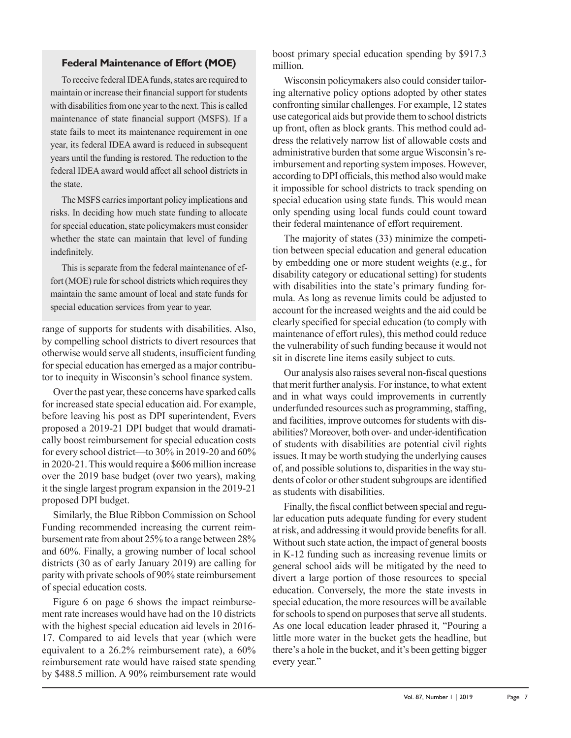### Federal Maintenance of Effort (MOE)

To receive federal IDEA funds, states are required to maintain or increase their financial support for students with disabilities from one year to the next. This is called maintenance of state financial support (MSFS). If a state fails to meet its maintenance requirement in one year, its federal IDEA award is reduced in subsequent years until the funding is restored. The reduction to the federal IDEA award would affect all school districts in the state.

The MSFS carries important policy implications and risks. In deciding how much state funding to allocate for special education, state policymakers must consider whether the state can maintain that level of funding indefinitely.

This is separate from the federal maintenance of effort (MOE) rule for school districts which requires they maintain the same amount of local and state funds for special education services from year to year.

range of supports for students with disabilities. Also, by compelling school districts to divert resources that otherwise would serve all students, insufficient funding for special education has emerged as a major contributor to inequity in Wisconsin's school finance system.

Over the past year, these concerns have sparked calls for increased state special education aid. For example, before leaving his post as DPI superintendent, Evers proposed a 2019-21 DPI budget that would dramatically boost reimbursement for special education costs for every school district—to 30% in 2019-20 and 60% in 2020-21. This would require a $606 million increase over the 2019 base budget (over two years), making it the single largest program expansion in the 2019-21 proposed DPI budget.

Similarly, the Blue Ribbon Commission on School Funding recommended increasing the current reimbursement rate from about 25% to a range between 28% and 60%. Finally, a growing number of local school districts (30 as of early January 2019) are calling for parity with private schools of 90% state reimbursement of special education costs.

Figure 6 on page 6 shows the impact reimbursement rate increases would have had on the 10 districts with the highest special education aid levels in 2016-17. Compared to aid levels that year (which were equivalent to a 26.2% reimbursement rate), a 60% reimbursement rate would have raised state spending by $488.5 million. A 90% reimbursement rate would boost primary special education spending by $917.3 million.

Wisconsin policymakers also could consider tailoring alternative policy options adopted by other states confronting similar challenges. For example, 12 states use categorical aids but provide them to school districts up front, often as block grants. This method could address the relatively narrow list of allowable costs and administrative burden that some argue Wisconsin's reimbursement and reporting system imposes. However, according to DPI officials, this method also would make it impossible for school districts to track spending on special education using state funds. This would mean only spending using local funds could count toward their federal maintenance of effort requirement.

The majority of states (33) minimize the competition between special education and general education by embedding one or more student weights (e.g., for disability category or educational setting) for students with disabilities into the state's primary funding formula. As long as revenue limits could be adjusted to account for the increased weights and the aid could be clearly specified for special education (to comply with maintenance of effort rules), this method could reduce the vulnerability of such funding because it would not sit in discrete line items easily subject to cuts.

Our analysis also raises several non-fiscal questions that merit further analysis. For instance, to what extent and in what ways could improvements in currently underfunded resources such as programming, staffing, and facilities, improve outcomes for students with disabilities? Moreover, both over- and under-identification of students with disabilities are potential civil rights issues. It may be worth studying the underlying causes of, and possible solutions to, disparities in the way students of color or other student subgroups are identified as students with disabilities.

Finally, the fiscal conflict between special and regular education puts adequate funding for every student at risk, and addressing it would provide benefits for all. Without such state action, the impact of general boosts in K-12 funding such as increasing revenue limits or general school aids will be mitigated by the need to divert a large portion of those resources to special education. Conversely, the more the state invests in special education, the more resources will be available for schools to spend on purposes that serve all students. As one local education leader phrased it, "Pouring a little more water in the bucket gets the headline, but there's a hole in the bucket, and it's been getting bigger every year."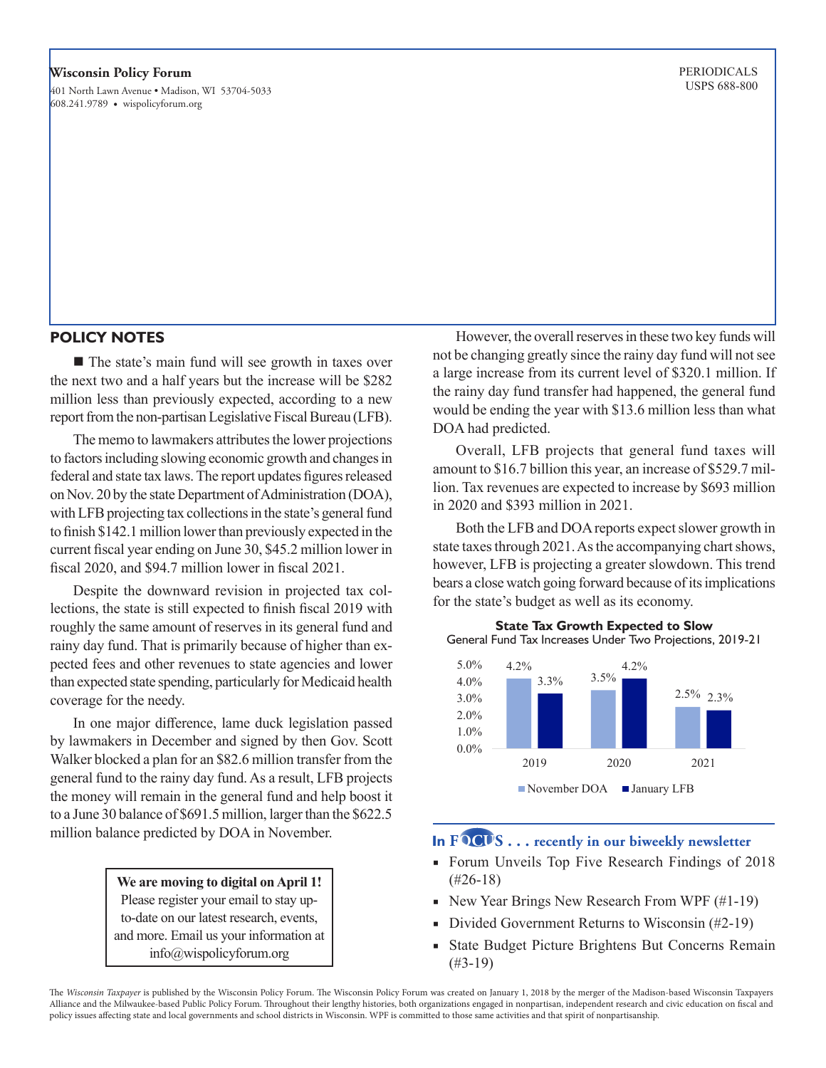**Wisconsin Policy Forum**
401 North Lawn Avenue • Madison, WI 53704-5033
608.241.9789 • wispolicyforum.org

PERIODICALS
USPS 688-800

## POLICY NOTES

■ The state's main fund will see growth in taxes over the next two and a half years but the increase will be $282 million less than previously expected, according to a new report from the non-partisan Legislative Fiscal Bureau (LFB).

The memo to lawmakers attributes the lower projections to factors including slowing economic growth and changes in federal and state tax laws. The report updates figures released on Nov. 20 by the state Department of Administration (DOA), with LFB projecting tax collections in the state's general fund to finish $142.1 million lower than previously expected in the current fiscal year ending on June 30, $45.2 million lower in fiscal 2020, and $94.7 million lower in fiscal 2021.

Despite the downward revision in projected tax collections, the state is still expected to finish fiscal 2019 with roughly the same amount of reserves in its general fund and rainy day fund. That is primarily because of higher than expected fees and other revenues to state agencies and lower than expected state spending, particularly for Medicaid health coverage for the needy.

In one major difference, lame duck legislation passed by lawmakers in December and signed by then Gov. Scott Walker blocked a plan for an $82.6 million transfer from the general fund to the rainy day fund. As a result, LFB projects the money will remain in the general fund and help boost it to a June 30 balance of $691.5 million, larger than the $622.5 million balance predicted by DOA in November.

However, the overall reserves in these two key funds will not be changing greatly since the rainy day fund will not see a large increase from its current level of $320.1 million. If the rainy day fund transfer had happened, the general fund would be ending the year with $13.6 million less than what DOA had predicted.

Overall, LFB projects that general fund taxes will amount to $16.7 billion this year, an increase of $529.7 million. Tax revenues are expected to increase by $693 million in 2020 and $393 million in 2021.

Both the LFB and DOA reports expect slower growth in state taxes through 2021. As the accompanying chart shows, however, LFB is projecting a greater slowdown. This trend bears a close watch going forward because of its implications for the state's budget as well as its economy.

**State Tax Growth Expected to Slow**
General Fund Tax Increases Under Two Projections, 2019-21

5.0%
4.0%
3.0%
2.0%
1.0%
0.0%

2019: 4.2% 3.3%
2020: 3.5% 4.2%
2021: 2.5% 2.3%

November DOA
January LFB

**We are moving to digital on April 1!**
Please register your email to stay up-to-date on our latest research, events, and more. Email us your information at info@wispolicyforum.org

**In FOCUS . . . recently in our biweekly newsletter**

- Forum Unveils Top Five Research Findings of 2018 (#26-18)
- New Year Brings New Research From WPF (#1-19)
- Divided Government Returns to Wisconsin (#2-19)
- State Budget Picture Brightens But Concerns Remain (#3-19)

The *Wisconsin Taxpayer* is published by the Wisconsin Policy Forum. The Wisconsin Policy Forum was created on January 1, 2018 by the merger of the Madison-based Wisconsin Taxpayers Alliance and the Milwaukee-based Public Policy Forum. Throughout their lengthy histories, both organizations engaged in nonpartisan, independent research and civic education on fiscal and policy issues affecting state and local governments and school districts in Wisconsin. WPF is committed to those same activities and that spirit of nonpartisanship.